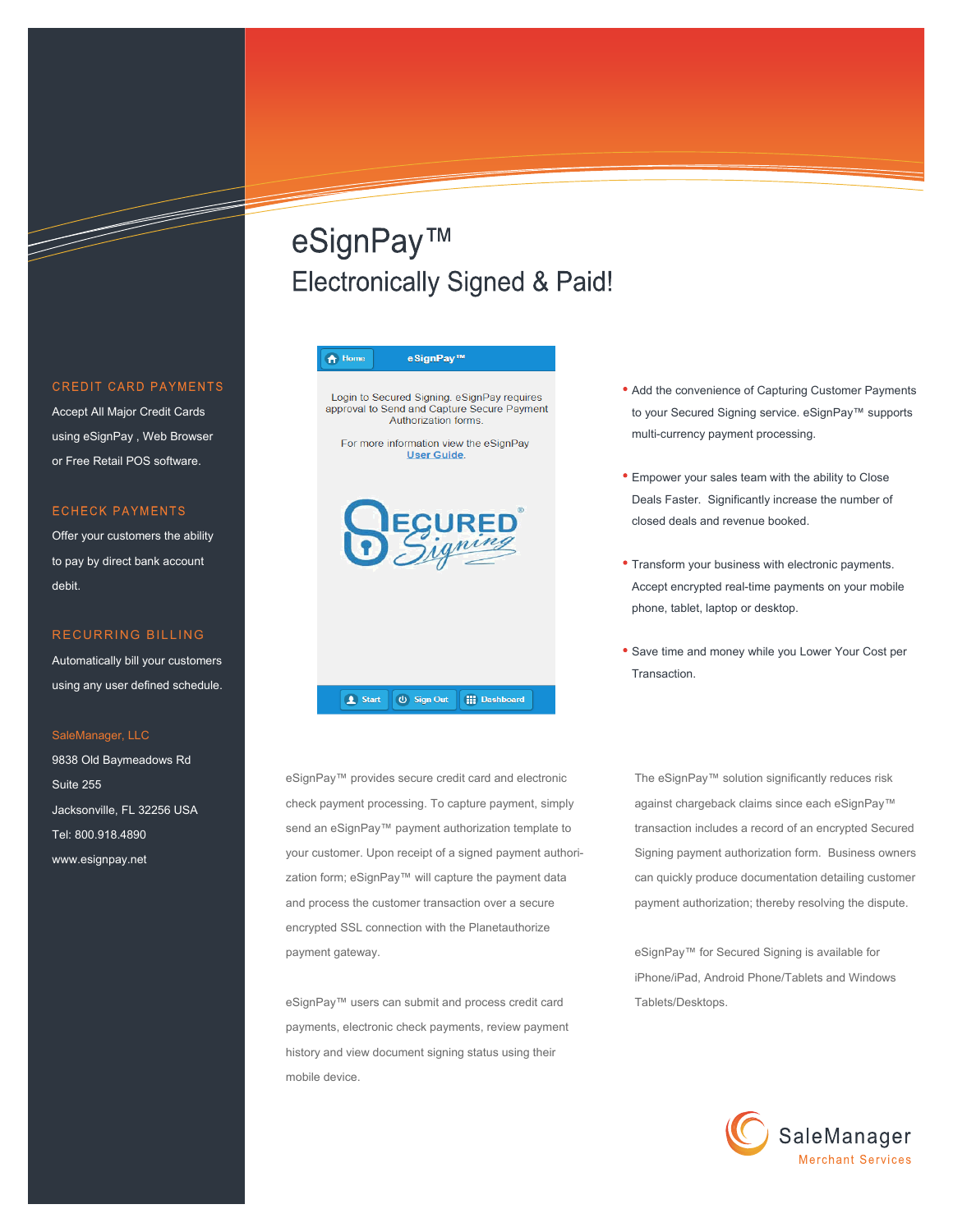# eSignPay™

## Electronically Signed & Paid!

### CREDIT CARD PAYMENTS

Accept All Major Credit Cards using eSignPay , Web Browser or Free Retail POS software.

### ECHECK PAYMENTS

Offer your customers the ability to pay by direct bank account debit.

### RECURRING BILLING

Automatically bill your customers using any user defined schedule.

SaleManager, LLC
9838 Old Baymeadows Rd
Suite 255
Jacksonville, FL 32256 USA
Tel: 800.918.4890
www.esignpay.net

Home eSignPay™

Login to Secured Signing. eSignPay requires approval to Send and Capture Secure Payment Authorization forms.

For more information view the eSignPay User Guide.

SECURED Signing®

Start | Sign Out | Dashboard

- Add the convenience of Capturing Customer Payments to your Secured Signing service. eSignPay™ supports multi-currency payment processing.
- Empower your sales team with the ability to Close Deals Faster. Significantly increase the number of closed deals and revenue booked.
- Transform your business with electronic payments. Accept encrypted real-time payments on your mobile phone, tablet, laptop or desktop.
- Save time and money while you Lower Your Cost per Transaction.

eSignPay™ provides secure credit card and electronic check payment processing. To capture payment, simply send an eSignPay™ payment authorization template to your customer. Upon receipt of a signed payment authorization form; eSignPay™ will capture the payment data and process the customer transaction over a secure encrypted SSL connection with the Planetauthorize payment gateway.

eSignPay™ users can submit and process credit card payments, electronic check payments, review payment history and view document signing status using their mobile device.

The eSignPay™ solution significantly reduces risk against chargeback claims since each eSignPay™ transaction includes a record of an encrypted Secured Signing payment authorization form. Business owners can quickly produce documentation detailing customer payment authorization; thereby resolving the dispute.

eSignPay™ for Secured Signing is available for iPhone/iPad, Android Phone/Tablets and Windows Tablets/Desktops.

SaleManager
Merchant Services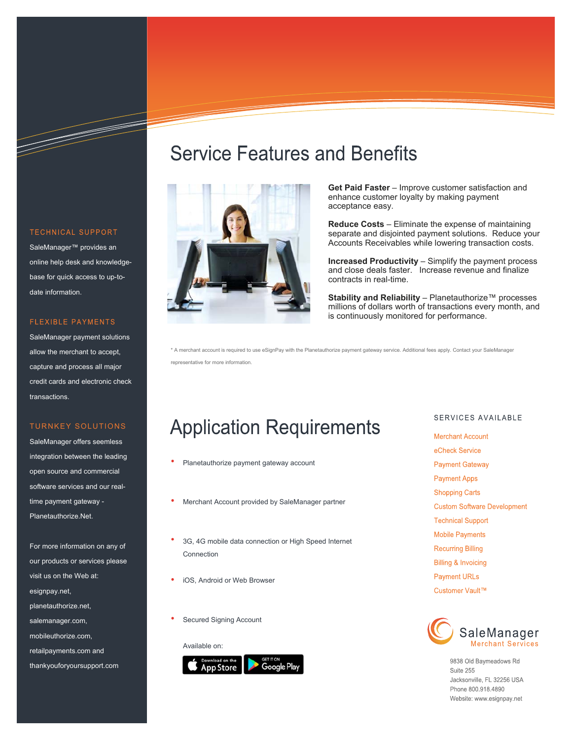## TECHNICAL SUPPORT

SaleManager™ provides an online help desk and knowledge-base for quick access to up-to-date information.

## FLEXIBLE PAYMENTS

SaleManager payment solutions allow the merchant to accept, capture and process all major credit cards and electronic check transactions.

## TURNKEY SOLUTIONS

SaleManager offers seemless integration between the leading open source and commercial software services and our real-time payment gateway - Planetauthorize.Net.

For more information on any of our products or services please visit us on the Web at: esignpay.net, planetauthorize.net, salemanager.com, mobileuthorize.com, retailpayments.com and thankyouforyoursupport.com

# Service Features and Benefits

**Get Paid Faster** – Improve customer satisfaction and enhance customer loyalty by making payment acceptance easy.

**Reduce Costs** – Eliminate the expense of maintaining separate and disjointed payment solutions. Reduce your Accounts Receivables while lowering transaction costs.

**Increased Productivity** – Simplify the payment process and close deals faster. Increase revenue and finalize contracts in real-time.

**Stability and Reliability** – Planetauthorize™ processes millions of dollars worth of transactions every month, and is continuously monitored for performance.

* A merchant account is required to use eSignPay with the Planetauthorize payment gateway service. Additional fees apply. Contact your SaleManager representative for more information.

# Application Requirements

- Planetauthorize payment gateway account
- Merchant Account provided by SaleManager partner
- 3G, 4G mobile data connection or High Speed Internet Connection
- iOS, Android or Web Browser
- Secured Signing Account

Available on:

Download on the App Store | GET IT ON Google Play

## SERVICES AVAILABLE

- Merchant Account
- eCheck Service
- Payment Gateway
- Payment Apps
- Shopping Carts
- Custom Software Development
- Technical Support
- Mobile Payments
- Recurring Billing
- Billing & Invoicing
- Payment URLs
- Customer Vault™

SaleManager
Merchant Services

9838 Old Baymeadows Rd
Suite 255
Jacksonville, FL 32256 USA
Phone 800.918.4890
Website: www.esignpay.net